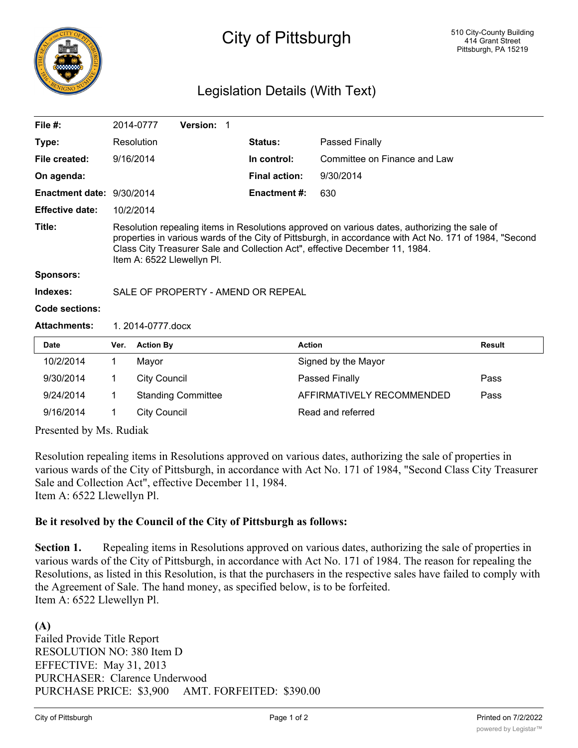# City of Pittsburgh

510 City-County Building
414 Grant Street
Pittsburgh, PA 15219

## Legislation Details (With Text)

| | | | |
|---|---|---|---|
| **File #:** | 2014-0777 **Version:** 1 | | |
| **Type:** | Resolution | **Status:** | Passed Finally |
| **File created:** | 9/16/2014 | **In control:** | Committee on Finance and Law |
| **On agenda:** | | **Final action:** | 9/30/2014 |
| **Enactment date:** | 9/30/2014 | **Enactment #:** | 630 |
| **Effective date:** | 10/2/2014 | | |

**Title:** Resolution repealing items in Resolutions approved on various dates, authorizing the sale of properties in various wards of the City of Pittsburgh, in accordance with Act No. 171 of 1984, "Second Class City Treasurer Sale and Collection Act", effective December 11, 1984.
Item A: 6522 Llewellyn Pl.

**Sponsors:**

**Indexes:** SALE OF PROPERTY - AMEND OR REPEAL

**Code sections:**

**Attachments:** 1. 2014-0777.docx

| Date | Ver. | Action By | Action | Result |
|---|---|---|---|---|
| 10/2/2014 | 1 | Mayor | Signed by the Mayor | |
| 9/30/2014 | 1 | City Council | Passed Finally | Pass |
| 9/24/2014 | 1 | Standing Committee | AFFIRMATIVELY RECOMMENDED | Pass |
| 9/16/2014 | 1 | City Council | Read and referred | |

Presented by Ms. Rudiak

Resolution repealing items in Resolutions approved on various dates, authorizing the sale of properties in various wards of the City of Pittsburgh, in accordance with Act No. 171 of 1984, "Second Class City Treasurer Sale and Collection Act", effective December 11, 1984.
Item A: 6522 Llewellyn Pl.

**Be it resolved by the Council of the City of Pittsburgh as follows:**

**Section 1.** Repealing items in Resolutions approved on various dates, authorizing the sale of properties in various wards of the City of Pittsburgh, in accordance with Act No. 171 of 1984. The reason for repealing the Resolutions, as listed in this Resolution, is that the purchasers in the respective sales have failed to comply with the Agreement of Sale. The hand money, as specified below, is to be forfeited.
Item A: 6522 Llewellyn Pl.

**(A)**
Failed Provide Title Report
RESOLUTION NO: 380 Item D
EFFECTIVE: May 31, 2013
PURCHASER: Clarence Underwood
PURCHASE PRICE: $3,900 AMT. FORFEITED: $390.00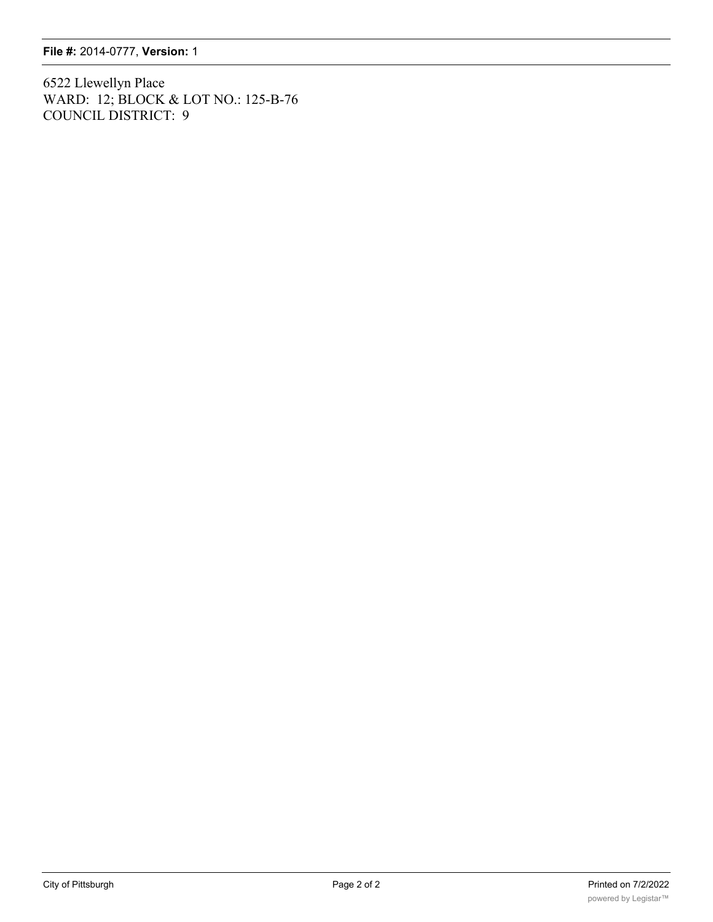6522 Llewellyn Place
WARD: 12; BLOCK & LOT NO.: 125-B-76
COUNCIL DISTRICT: 9